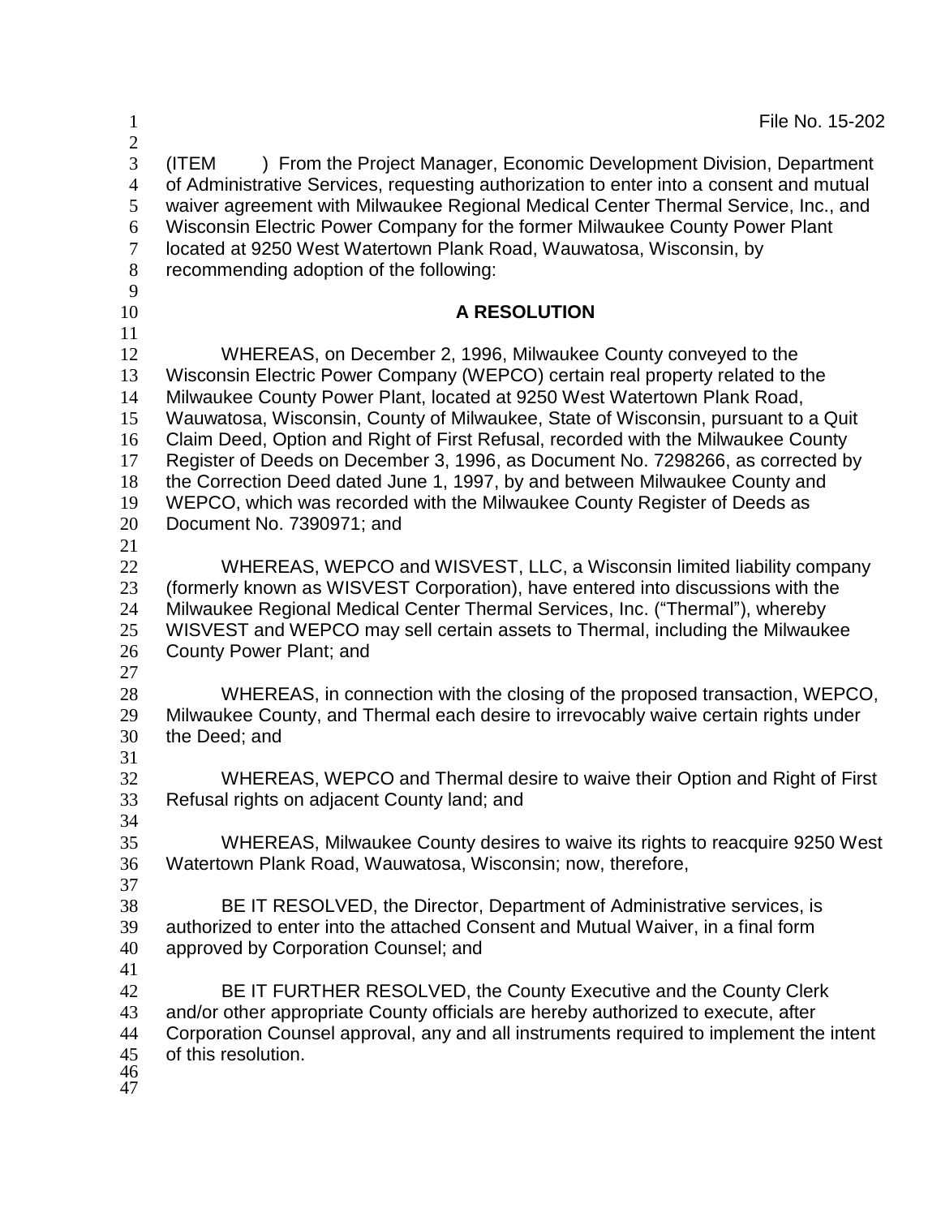File No. 15-202

(ITEM ) From the Project Manager, Economic Development Division, Department of Administrative Services, requesting authorization to enter into a consent and mutual waiver agreement with Milwaukee Regional Medical Center Thermal Service, Inc., and Wisconsin Electric Power Company for the former Milwaukee County Power Plant located at 9250 West Watertown Plank Road, Wauwatosa, Wisconsin, by recommending adoption of the following:

## A RESOLUTION

WHEREAS, on December 2, 1996, Milwaukee County conveyed to the Wisconsin Electric Power Company (WEPCO) certain real property related to the Milwaukee County Power Plant, located at 9250 West Watertown Plank Road, Wauwatosa, Wisconsin, County of Milwaukee, State of Wisconsin, pursuant to a Quit Claim Deed, Option and Right of First Refusal, recorded with the Milwaukee County Register of Deeds on December 3, 1996, as Document No. 7298266, as corrected by the Correction Deed dated June 1, 1997, by and between Milwaukee County and WEPCO, which was recorded with the Milwaukee County Register of Deeds as Document No. 7390971; and

WHEREAS, WEPCO and WISVEST, LLC, a Wisconsin limited liability company (formerly known as WISVEST Corporation), have entered into discussions with the Milwaukee Regional Medical Center Thermal Services, Inc. ("Thermal"), whereby WISVEST and WEPCO may sell certain assets to Thermal, including the Milwaukee County Power Plant; and

WHEREAS, in connection with the closing of the proposed transaction, WEPCO, Milwaukee County, and Thermal each desire to irrevocably waive certain rights under the Deed; and

WHEREAS, WEPCO and Thermal desire to waive their Option and Right of First Refusal rights on adjacent County land; and

WHEREAS, Milwaukee County desires to waive its rights to reacquire 9250 West Watertown Plank Road, Wauwatosa, Wisconsin; now, therefore,

BE IT RESOLVED, the Director, Department of Administrative services, is authorized to enter into the attached Consent and Mutual Waiver, in a final form approved by Corporation Counsel; and

BE IT FURTHER RESOLVED, the County Executive and the County Clerk and/or other appropriate County officials are hereby authorized to execute, after Corporation Counsel approval, any and all instruments required to implement the intent of this resolution.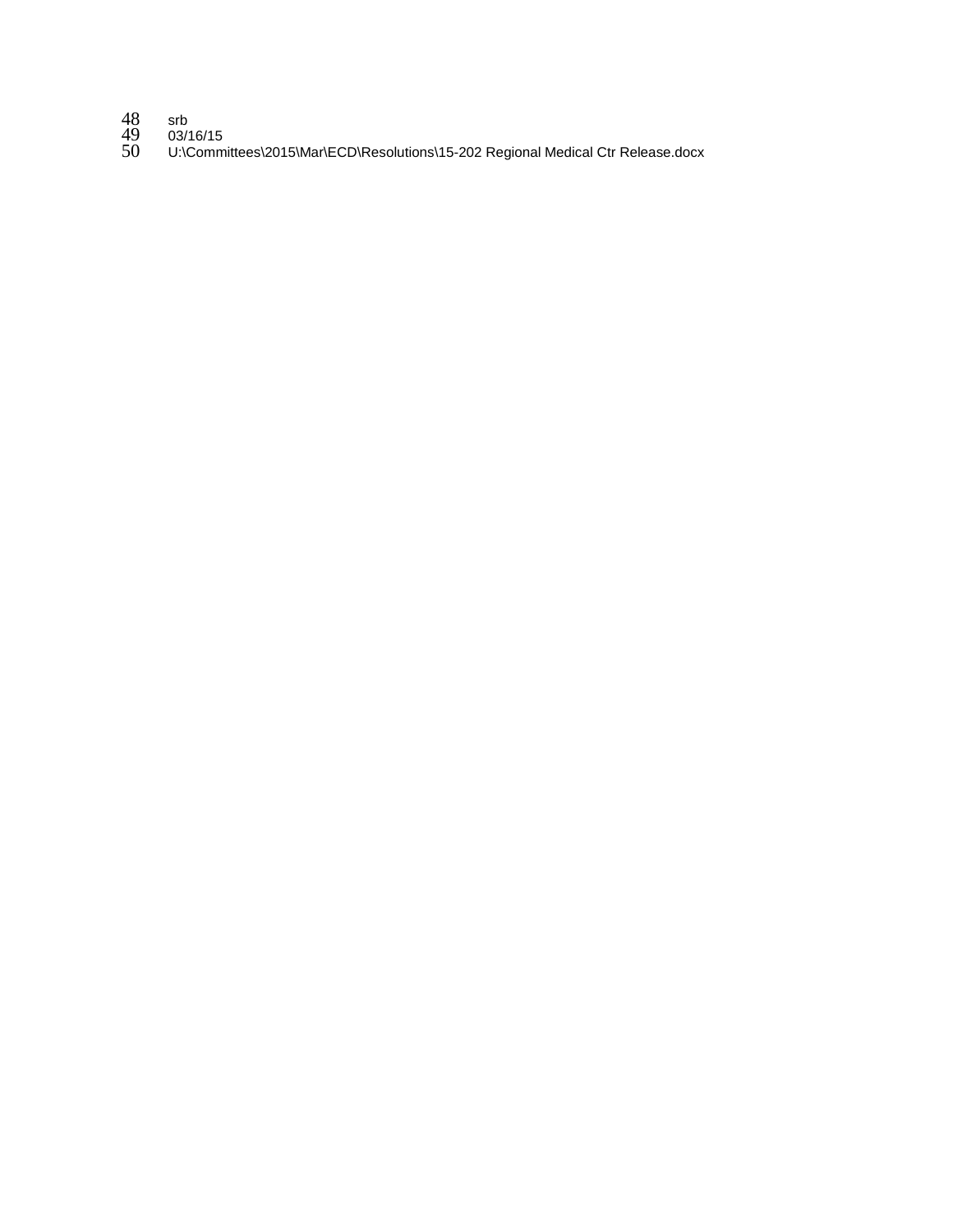48 srb
49 03/16/15
50 U:\Committees\2015\Mar\ECD\Resolutions\15-202 Regional Medical Ctr Release.docx